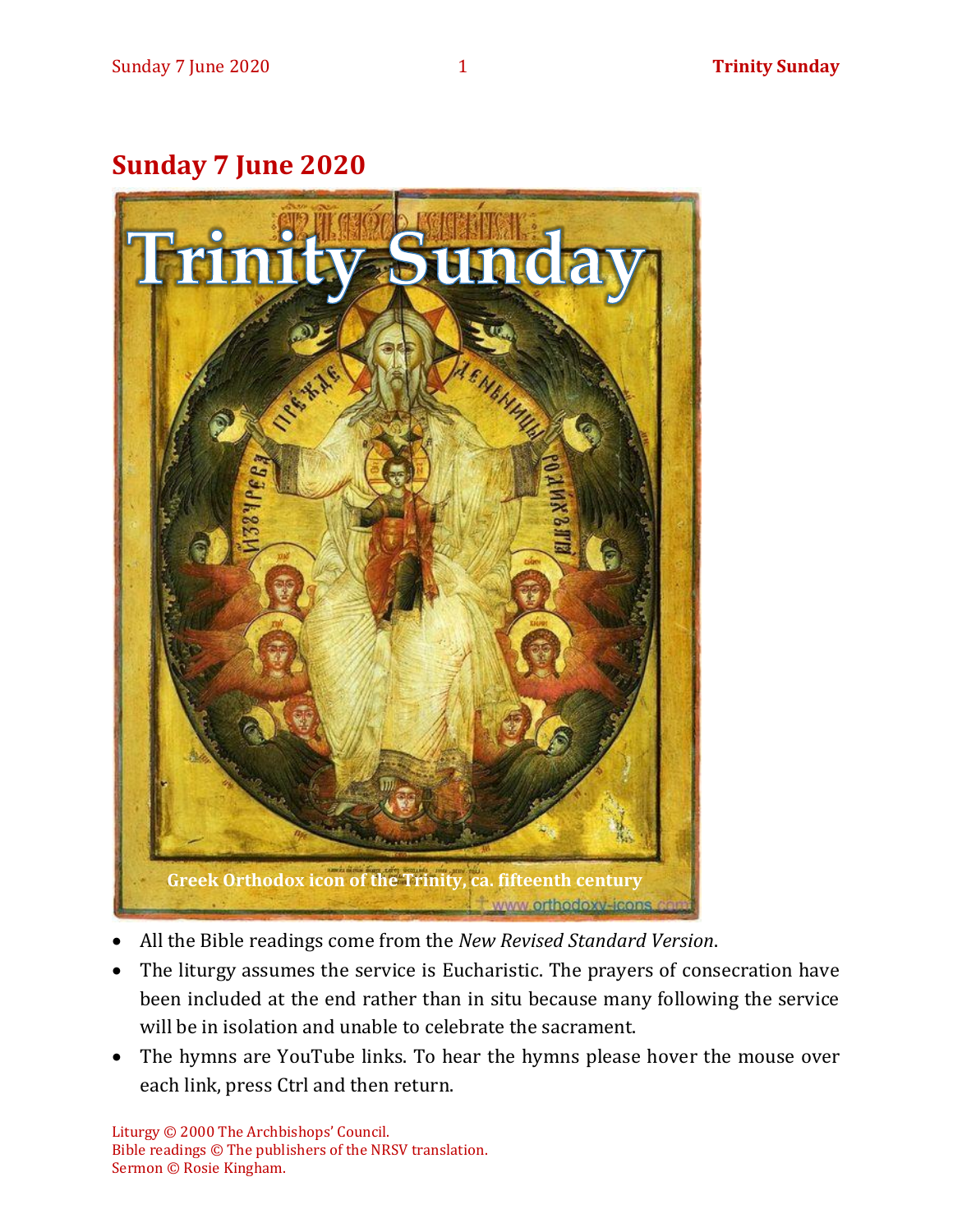## Sunday 7 June 2020

Trinity Sunday

Greek Orthodox icon of the Trinity, ca. fifteenth century

- All the Bible readings come from the *New Revised Standard Version*.
- The liturgy assumes the service is Eucharistic. The prayers of consecration have been included at the end rather than in situ because many following the service will be in isolation and unable to celebrate the sacrament.
- The hymns are YouTube links. To hear the hymns please hover the mouse over each link, press Ctrl and then return.

Liturgy © 2000 The Archbishops' Council.
Bible readings © The publishers of the NRSV translation.
Sermon © Rosie Kingham.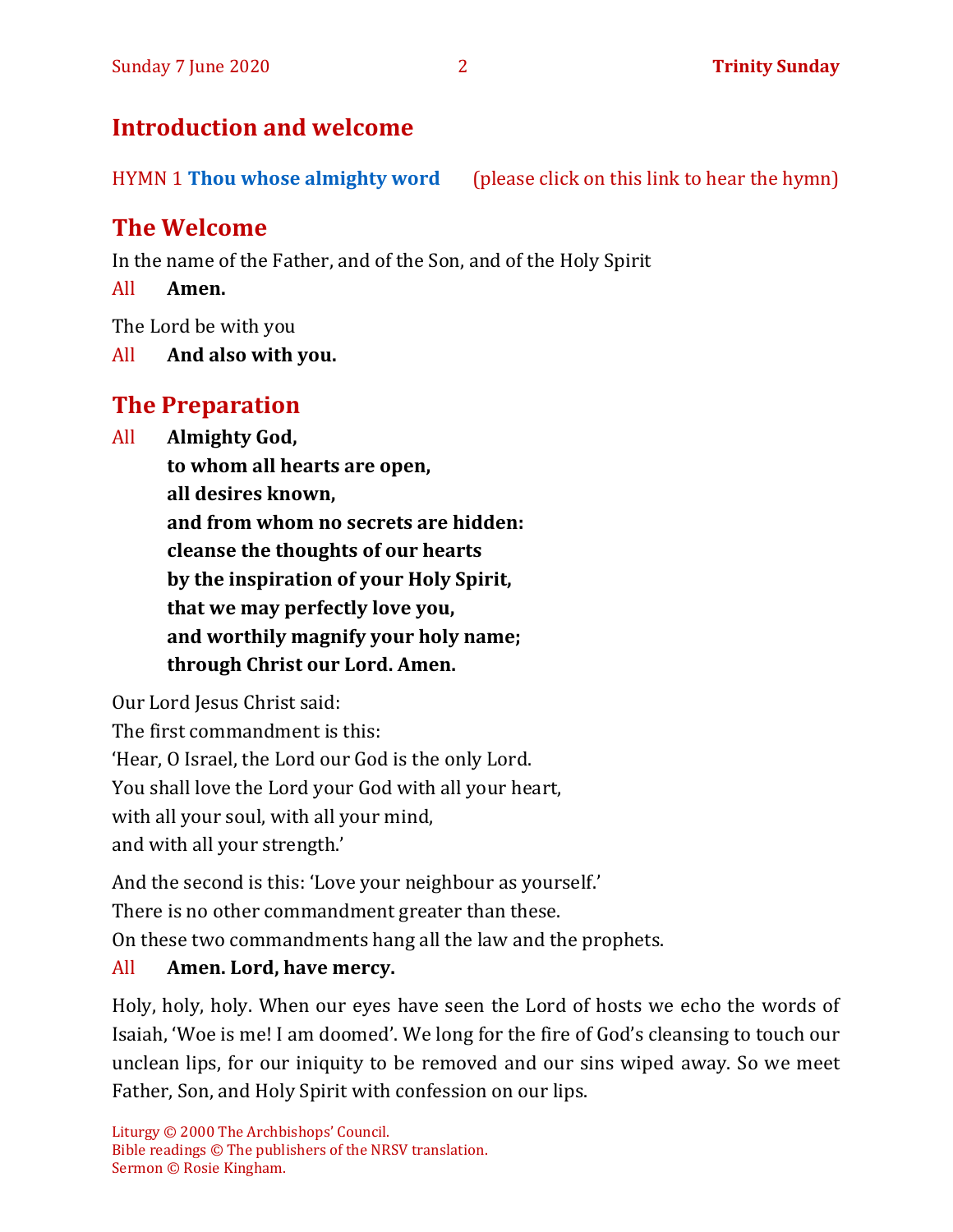## Introduction and welcome

HYMN 1 **Thou whose almighty word** (please click on this link to hear the hymn)

## The Welcome

In the name of the Father, and of the Son, and of the Holy Spirit

All **Amen.**

The Lord be with you

All **And also with you.**

## The Preparation

All **Almighty God,**
**to whom all hearts are open,**
**all desires known,**
**and from whom no secrets are hidden:**
**cleanse the thoughts of our hearts**
**by the inspiration of your Holy Spirit,**
**that we may perfectly love you,**
**and worthily magnify your holy name;**
**through Christ our Lord. Amen.**

Our Lord Jesus Christ said:
The first commandment is this:
'Hear, O Israel, the Lord our God is the only Lord.
You shall love the Lord your God with all your heart,
with all your soul, with all your mind,
and with all your strength.'

And the second is this: 'Love your neighbour as yourself.'
There is no other commandment greater than these.
On these two commandments hang all the law and the prophets.

All **Amen. Lord, have mercy.**

Holy, holy, holy. When our eyes have seen the Lord of hosts we echo the words of Isaiah, 'Woe is me! I am doomed'. We long for the fire of God's cleansing to touch our unclean lips, for our iniquity to be removed and our sins wiped away. So we meet Father, Son, and Holy Spirit with confession on our lips.

Liturgy © 2000 The Archbishops' Council.
Bible readings © The publishers of the NRSV translation.
Sermon © Rosie Kingham.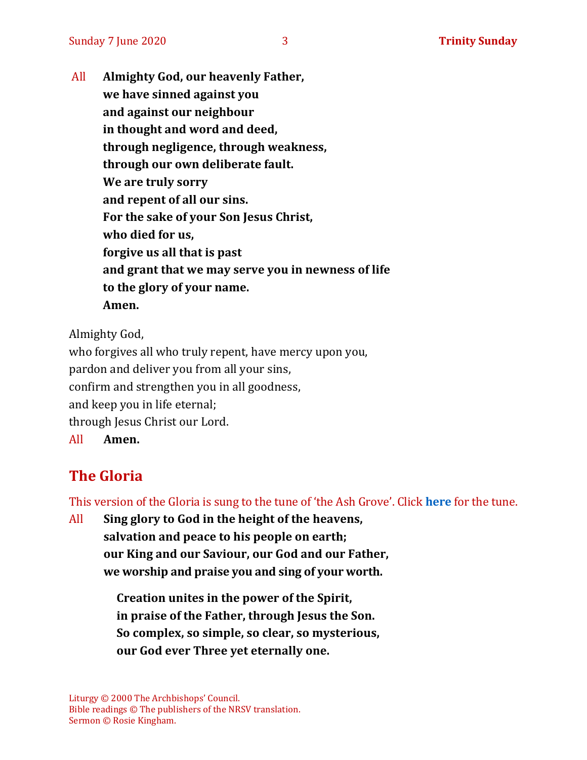All **Almighty God, our heavenly Father,**
**we have sinned against you**
**and against our neighbour**
**in thought and word and deed,**
**through negligence, through weakness,**
**through our own deliberate fault.**
**We are truly sorry**
**and repent of all our sins.**
**For the sake of your Son Jesus Christ,**
**who died for us,**
**forgive us all that is past**
**and grant that we may serve you in newness of life**
**to the glory of your name.**
**Amen.**

Almighty God,
who forgives all who truly repent, have mercy upon you,
pardon and deliver you from all your sins,
confirm and strengthen you in all goodness,
and keep you in life eternal;
through Jesus Christ our Lord.
All **Amen.**

## The Gloria

This version of the Gloria is sung to the tune of 'the Ash Grove'. Click **here** for the tune.

All **Sing glory to God in the height of the heavens,**
**salvation and peace to his people on earth;**
**our King and our Saviour, our God and our Father,**
**we worship and praise you and sing of your worth.**

**Creation unites in the power of the Spirit,**
**in praise of the Father, through Jesus the Son.**
**So complex, so simple, so clear, so mysterious,**
**our God ever Three yet eternally one.**

Liturgy © 2000 The Archbishops' Council.
Bible readings © The publishers of the NRSV translation.
Sermon © Rosie Kingham.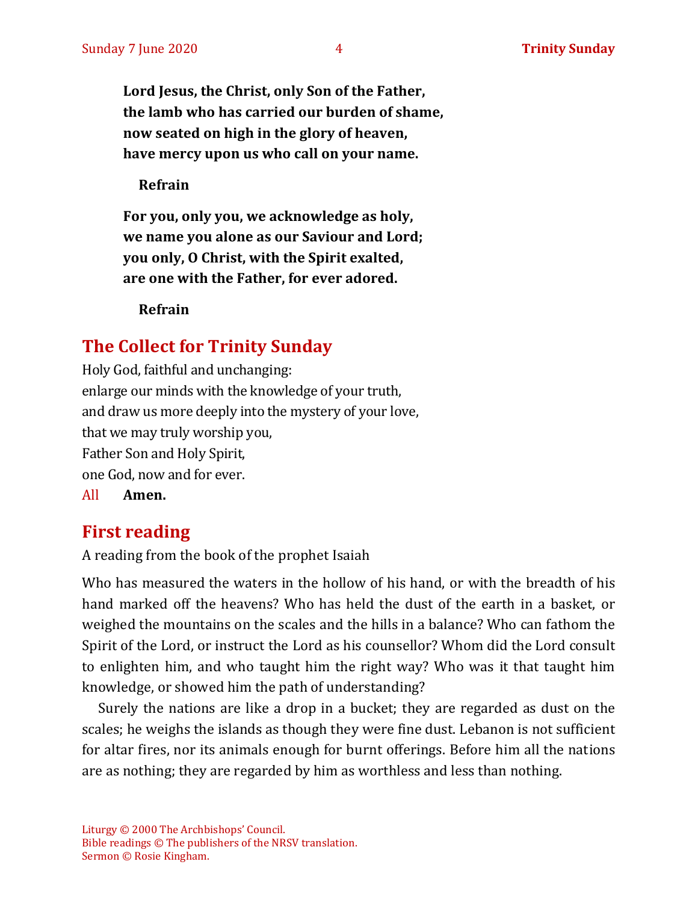**Lord Jesus, the Christ, only Son of the Father,**
**the lamb who has carried our burden of shame,**
**now seated on high in the glory of heaven,**
**have mercy upon us who call on your name.**

**Refrain**

**For you, only you, we acknowledge as holy,**
**we name you alone as our Saviour and Lord;**
**you only, O Christ, with the Spirit exalted,**
**are one with the Father, for ever adored.**

**Refrain**

## The Collect for Trinity Sunday

Holy God, faithful and unchanging:
enlarge our minds with the knowledge of your truth,
and draw us more deeply into the mystery of your love,
that we may truly worship you,
Father Son and Holy Spirit,
one God, now and for ever.
All **Amen.**

## First reading

A reading from the book of the prophet Isaiah

Who has measured the waters in the hollow of his hand, or with the breadth of his hand marked off the heavens? Who has held the dust of the earth in a basket, or weighed the mountains on the scales and the hills in a balance? Who can fathom the Spirit of the Lord, or instruct the Lord as his counsellor? Whom did the Lord consult to enlighten him, and who taught him the right way? Who was it that taught him knowledge, or showed him the path of understanding?

Surely the nations are like a drop in a bucket; they are regarded as dust on the scales; he weighs the islands as though they were fine dust. Lebanon is not sufficient for altar fires, nor its animals enough for burnt offerings. Before him all the nations are as nothing; they are regarded by him as worthless and less than nothing.

Liturgy © 2000 The Archbishops' Council.
Bible readings © The publishers of the NRSV translation.
Sermon © Rosie Kingham.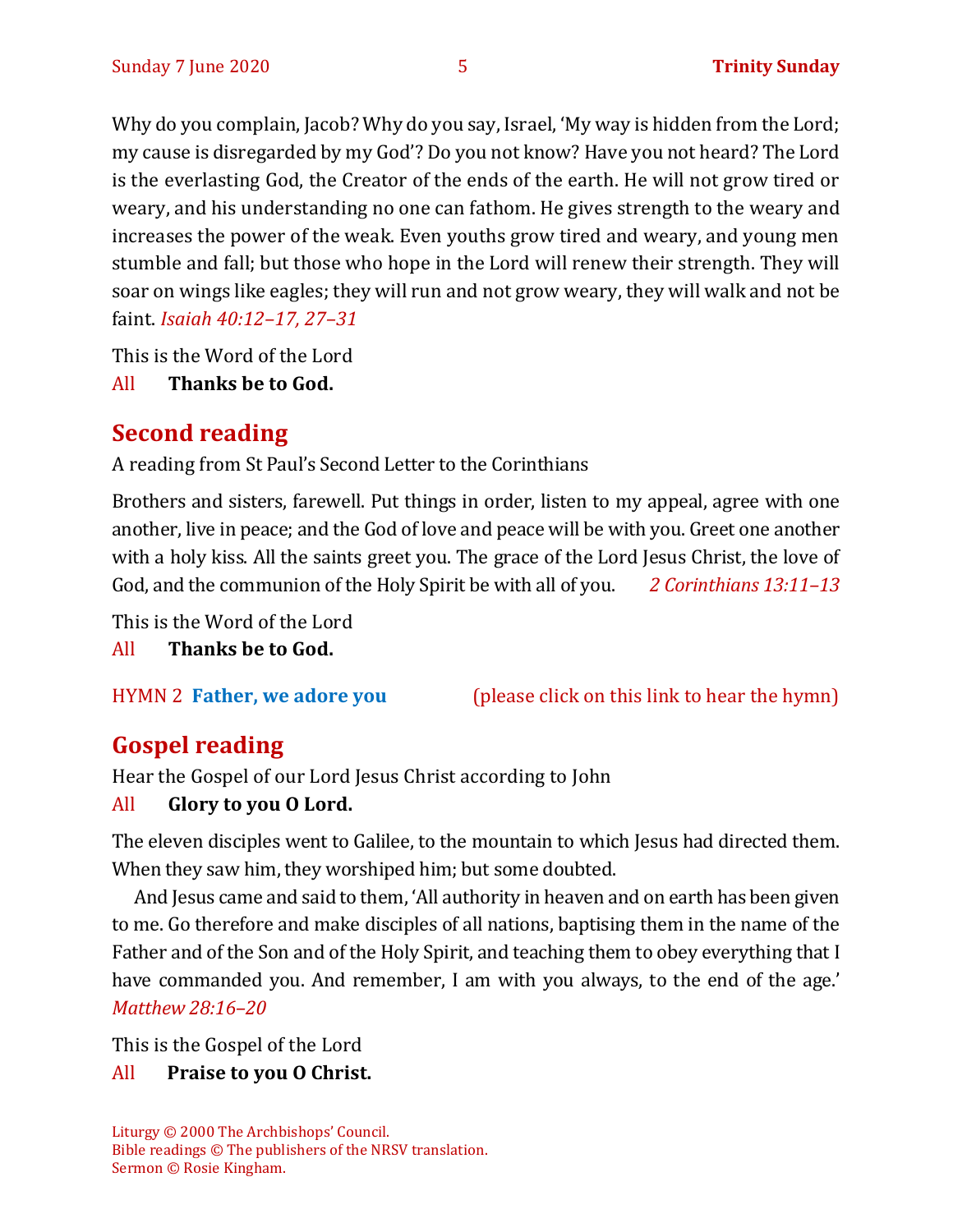Why do you complain, Jacob? Why do you say, Israel, 'My way is hidden from the Lord; my cause is disregarded by my God'? Do you not know? Have you not heard? The Lord is the everlasting God, the Creator of the ends of the earth. He will not grow tired or weary, and his understanding no one can fathom. He gives strength to the weary and increases the power of the weak. Even youths grow tired and weary, and young men stumble and fall; but those who hope in the Lord will renew their strength. They will soar on wings like eagles; they will run and not grow weary, they will walk and not be faint. *Isaiah 40:12–17, 27–31*

This is the Word of the Lord

All **Thanks be to God.**

## Second reading

A reading from St Paul's Second Letter to the Corinthians

Brothers and sisters, farewell. Put things in order, listen to my appeal, agree with one another, live in peace; and the God of love and peace will be with you. Greet one another with a holy kiss. All the saints greet you. The grace of the Lord Jesus Christ, the love of God, and the communion of the Holy Spirit be with all of you. *2 Corinthians 13:11–13*

This is the Word of the Lord

All **Thanks be to God.**

HYMN 2 **Father, we adore you** (please click on this link to hear the hymn)

## Gospel reading

Hear the Gospel of our Lord Jesus Christ according to John

All **Glory to you O Lord.**

The eleven disciples went to Galilee, to the mountain to which Jesus had directed them. When they saw him, they worshiped him; but some doubted.

And Jesus came and said to them, 'All authority in heaven and on earth has been given to me. Go therefore and make disciples of all nations, baptising them in the name of the Father and of the Son and of the Holy Spirit, and teaching them to obey everything that I have commanded you. And remember, I am with you always, to the end of the age.' *Matthew 28:16–20*

This is the Gospel of the Lord

All **Praise to you O Christ.**

Liturgy © 2000 The Archbishops' Council.
Bible readings © The publishers of the NRSV translation.
Sermon © Rosie Kingham.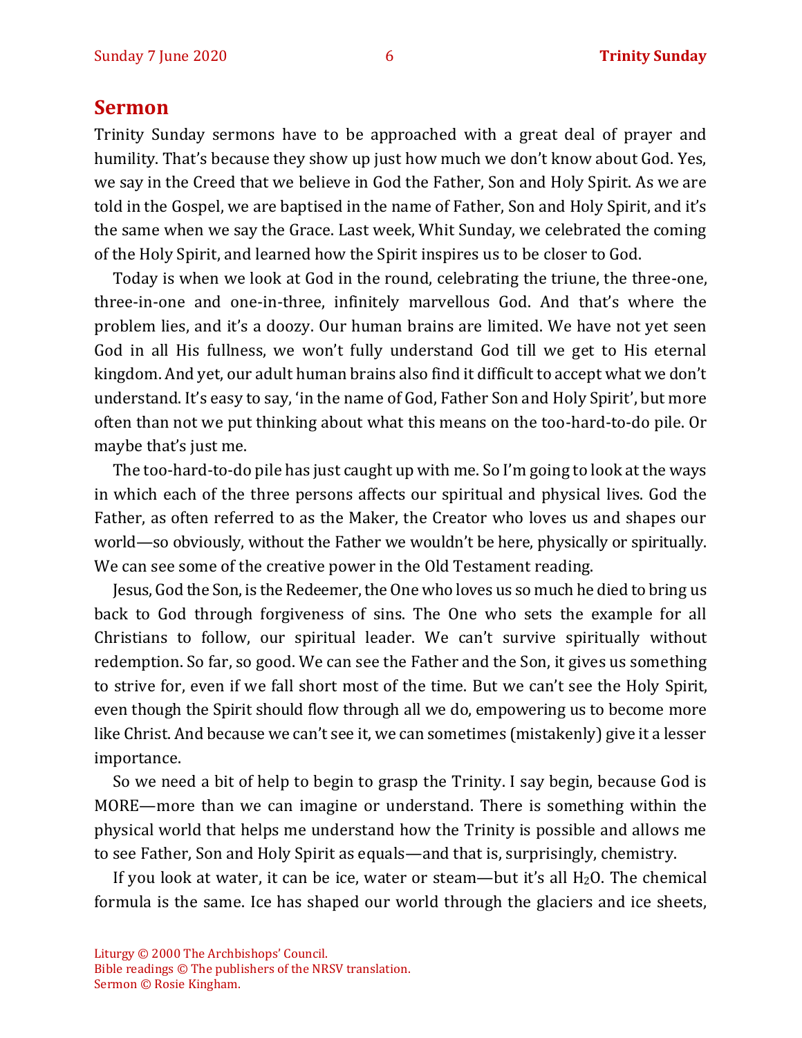## Sermon

Trinity Sunday sermons have to be approached with a great deal of prayer and humility. That's because they show up just how much we don't know about God. Yes, we say in the Creed that we believe in God the Father, Son and Holy Spirit. As we are told in the Gospel, we are baptised in the name of Father, Son and Holy Spirit, and it's the same when we say the Grace. Last week, Whit Sunday, we celebrated the coming of the Holy Spirit, and learned how the Spirit inspires us to be closer to God.

Today is when we look at God in the round, celebrating the triune, the three-one, three-in-one and one-in-three, infinitely marvellous God. And that's where the problem lies, and it's a doozy. Our human brains are limited. We have not yet seen God in all His fullness, we won't fully understand God till we get to His eternal kingdom. And yet, our adult human brains also find it difficult to accept what we don't understand. It's easy to say, 'in the name of God, Father Son and Holy Spirit', but more often than not we put thinking about what this means on the too-hard-to-do pile. Or maybe that's just me.

The too-hard-to-do pile has just caught up with me. So I'm going to look at the ways in which each of the three persons affects our spiritual and physical lives. God the Father, as often referred to as the Maker, the Creator who loves us and shapes our world—so obviously, without the Father we wouldn't be here, physically or spiritually. We can see some of the creative power in the Old Testament reading.

Jesus, God the Son, is the Redeemer, the One who loves us so much he died to bring us back to God through forgiveness of sins. The One who sets the example for all Christians to follow, our spiritual leader. We can't survive spiritually without redemption. So far, so good. We can see the Father and the Son, it gives us something to strive for, even if we fall short most of the time. But we can't see the Holy Spirit, even though the Spirit should flow through all we do, empowering us to become more like Christ. And because we can't see it, we can sometimes (mistakenly) give it a lesser importance.

So we need a bit of help to begin to grasp the Trinity. I say begin, because God is MORE—more than we can imagine or understand. There is something within the physical world that helps me understand how the Trinity is possible and allows me to see Father, Son and Holy Spirit as equals—and that is, surprisingly, chemistry.

If you look at water, it can be ice, water or steam—but it's all $H_2O$. The chemical formula is the same. Ice has shaped our world through the glaciers and ice sheets,

Liturgy © 2000 The Archbishops' Council.
Bible readings © The publishers of the NRSV translation.
Sermon © Rosie Kingham.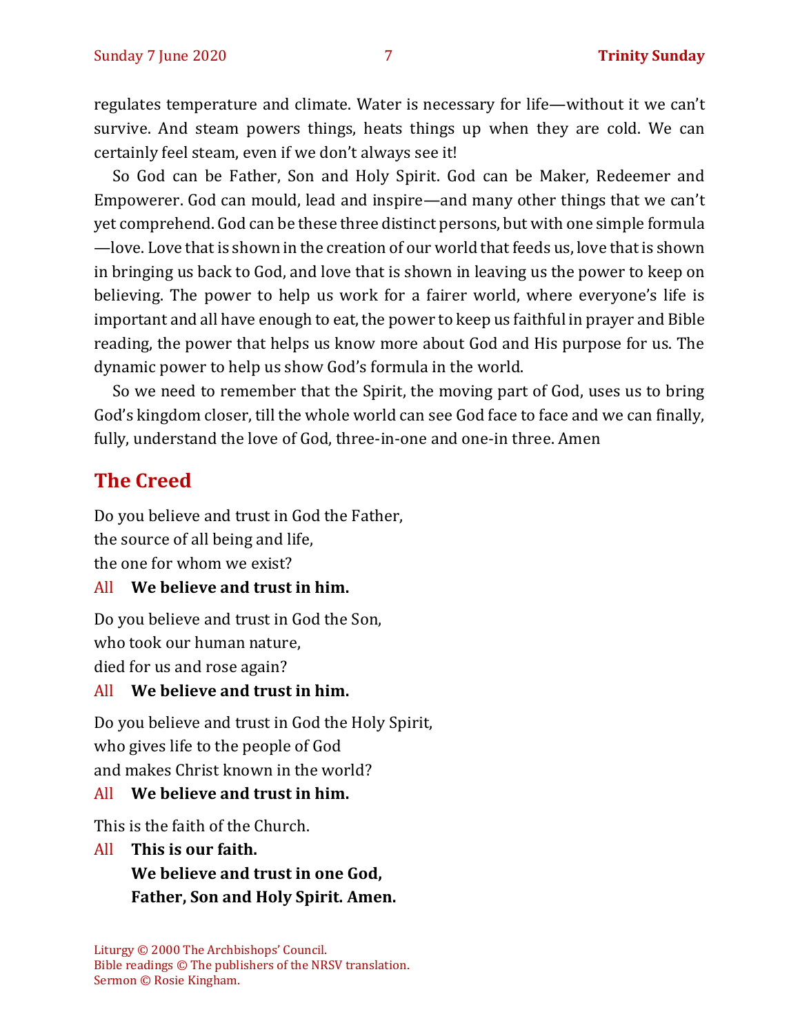regulates temperature and climate. Water is necessary for life—without it we can't survive. And steam powers things, heats things up when they are cold. We can certainly feel steam, even if we don't always see it!

So God can be Father, Son and Holy Spirit. God can be Maker, Redeemer and Empowerer. God can mould, lead and inspire—and many other things that we can't yet comprehend. God can be these three distinct persons, but with one simple formula—love. Love that is shown in the creation of our world that feeds us, love that is shown in bringing us back to God, and love that is shown in leaving us the power to keep on believing. The power to help us work for a fairer world, where everyone's life is important and all have enough to eat, the power to keep us faithful in prayer and Bible reading, the power that helps us know more about God and His purpose for us. The dynamic power to help us show God's formula in the world.

So we need to remember that the Spirit, the moving part of God, uses us to bring God's kingdom closer, till the whole world can see God face to face and we can finally, fully, understand the love of God, three-in-one and one-in three. Amen

## The Creed

Do you believe and trust in God the Father,
the source of all being and life,
the one for whom we exist?

All **We believe and trust in him.**

Do you believe and trust in God the Son,
who took our human nature,
died for us and rose again?

All **We believe and trust in him.**

Do you believe and trust in God the Holy Spirit,
who gives life to the people of God
and makes Christ known in the world?

All **We believe and trust in him.**

This is the faith of the Church.

All **This is our faith.**
**We believe and trust in one God,**
**Father, Son and Holy Spirit. Amen.**

Liturgy © 2000 The Archbishops' Council.
Bible readings © The publishers of the NRSV translation.
Sermon © Rosie Kingham.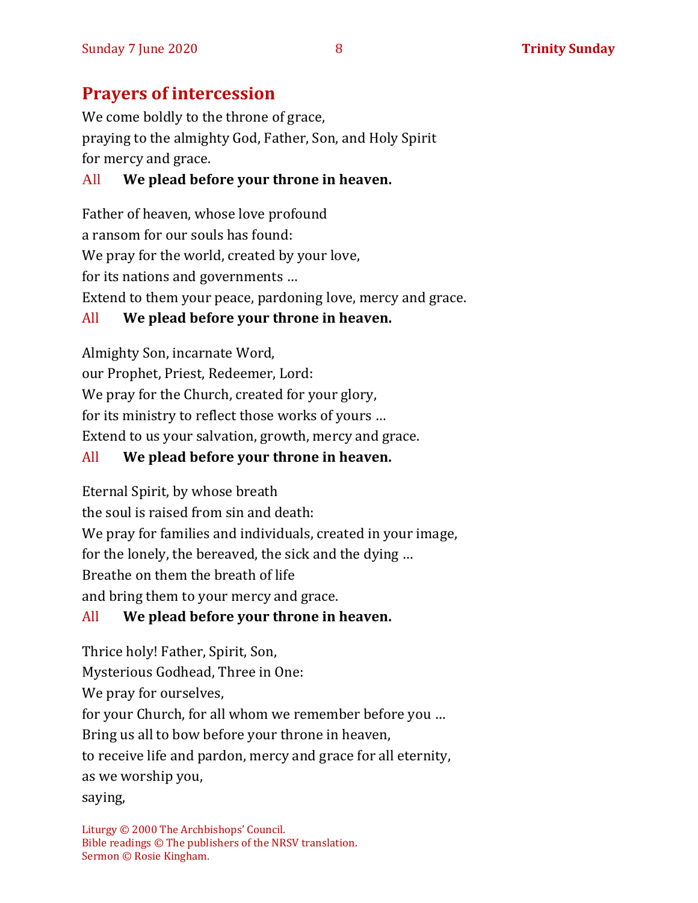## Prayers of intercession

We come boldly to the throne of grace,
praying to the almighty God, Father, Son, and Holy Spirit
for mercy and grace.

All **We plead before your throne in heaven.**

Father of heaven, whose love profound
a ransom for our souls has found:
We pray for the world, created by your love,
for its nations and governments …
Extend to them your peace, pardoning love, mercy and grace.

All **We plead before your throne in heaven.**

Almighty Son, incarnate Word,
our Prophet, Priest, Redeemer, Lord:
We pray for the Church, created for your glory,
for its ministry to reflect those works of yours …
Extend to us your salvation, growth, mercy and grace.

All **We plead before your throne in heaven.**

Eternal Spirit, by whose breath
the soul is raised from sin and death:
We pray for families and individuals, created in your image,
for the lonely, the bereaved, the sick and the dying …
Breathe on them the breath of life
and bring them to your mercy and grace.

All **We plead before your throne in heaven.**

Thrice holy! Father, Spirit, Son,
Mysterious Godhead, Three in One:
We pray for ourselves,
for your Church, for all whom we remember before you …
Bring us all to bow before your throne in heaven,
to receive life and pardon, mercy and grace for all eternity,
as we worship you,
saying,

Liturgy © 2000 The Archbishops' Council.
Bible readings © The publishers of the NRSV translation.
Sermon © Rosie Kingham.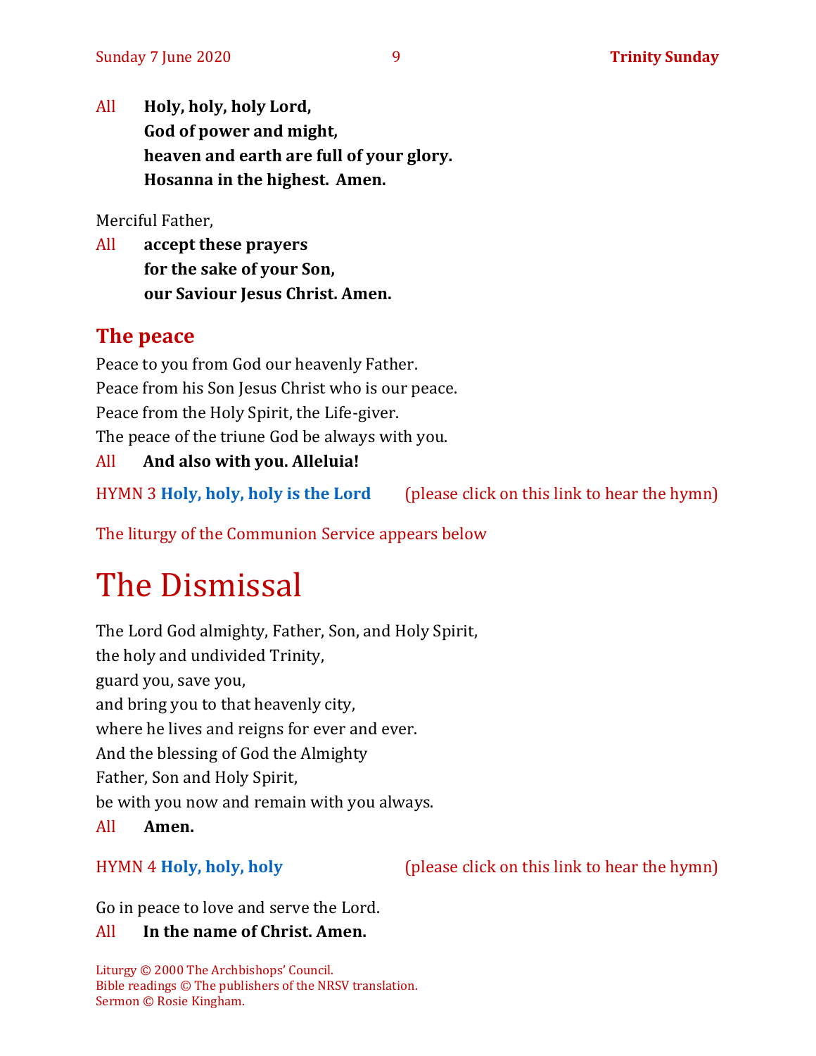All **Holy, holy, holy Lord,**
**God of power and might,**
**heaven and earth are full of your glory.**
**Hosanna in the highest. Amen.**

Merciful Father,

All **accept these prayers**
**for the sake of your Son,**
**our Saviour Jesus Christ. Amen.**

## The peace

Peace to you from God our heavenly Father.
Peace from his Son Jesus Christ who is our peace.
Peace from the Holy Spirit, the Life-giver.
The peace of the triune God be always with you.

All **And also with you. Alleluia!**

HYMN 3 **Holy, holy, holy is the Lord** (please click on this link to hear the hymn)

The liturgy of the Communion Service appears below

# The Dismissal

The Lord God almighty, Father, Son, and Holy Spirit,
the holy and undivided Trinity,
guard you, save you,
and bring you to that heavenly city,
where he lives and reigns for ever and ever.
And the blessing of God the Almighty
Father, Son and Holy Spirit,
be with you now and remain with you always.

All **Amen.**

HYMN 4 **Holy, holy, holy** (please click on this link to hear the hymn)

Go in peace to love and serve the Lord.

All **In the name of Christ. Amen.**

Liturgy © 2000 The Archbishops' Council.
Bible readings © The publishers of the NRSV translation.
Sermon © Rosie Kingham.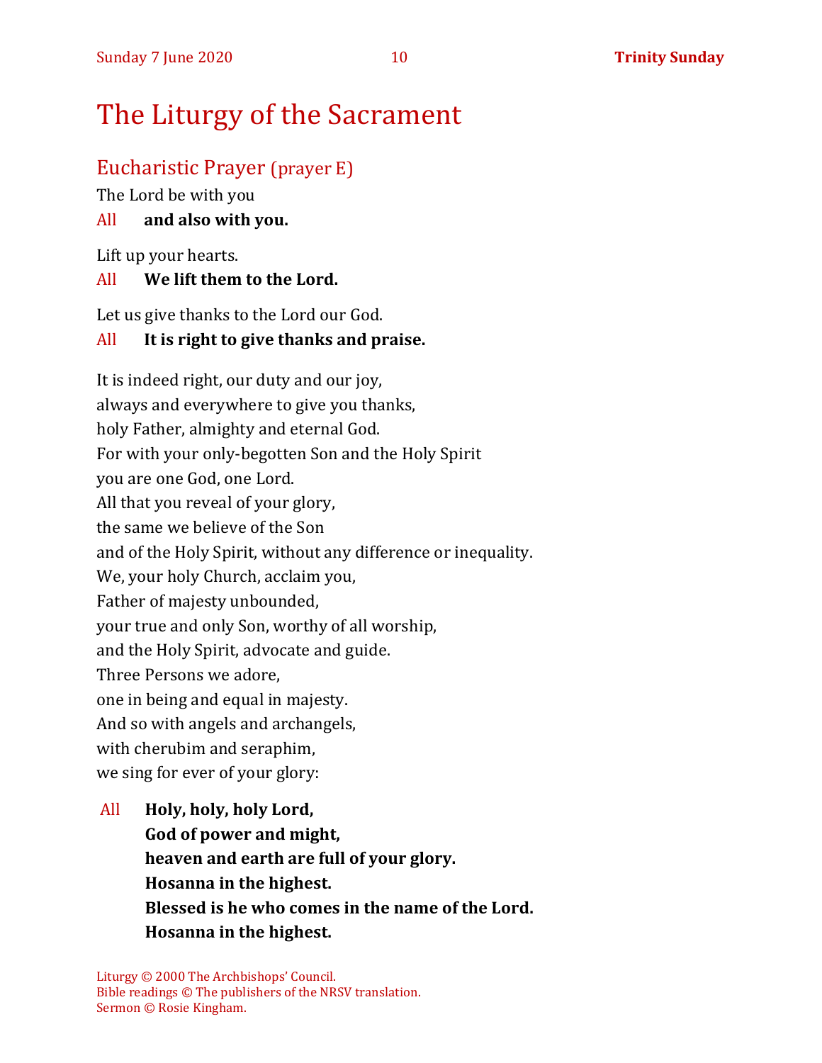# The Liturgy of the Sacrament

## Eucharistic Prayer (prayer E)

The Lord be with you

All **and also with you.**

Lift up your hearts.

All **We lift them to the Lord.**

Let us give thanks to the Lord our God.

All **It is right to give thanks and praise.**

It is indeed right, our duty and our joy,
always and everywhere to give you thanks,
holy Father, almighty and eternal God.
For with your only-begotten Son and the Holy Spirit
you are one God, one Lord.
All that you reveal of your glory,
the same we believe of the Son
and of the Holy Spirit, without any difference or inequality.
We, your holy Church, acclaim you,
Father of majesty unbounded,
your true and only Son, worthy of all worship,
and the Holy Spirit, advocate and guide.
Three Persons we adore,
one in being and equal in majesty.
And so with angels and archangels,
with cherubim and seraphim,
we sing for ever of your glory:

All **Holy, holy, holy Lord,**
**God of power and might,**
**heaven and earth are full of your glory.**
**Hosanna in the highest.**
**Blessed is he who comes in the name of the Lord.**
**Hosanna in the highest.**

Liturgy © 2000 The Archbishops' Council.
Bible readings © The publishers of the NRSV translation.
Sermon © Rosie Kingham.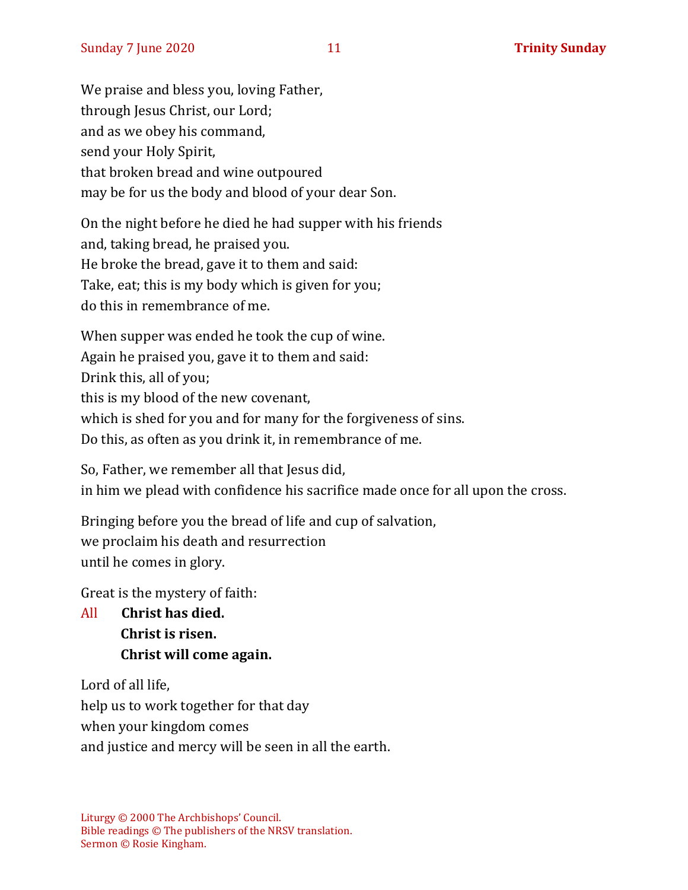We praise and bless you, loving Father,
through Jesus Christ, our Lord;
and as we obey his command,
send your Holy Spirit,
that broken bread and wine outpoured
may be for us the body and blood of your dear Son.

On the night before he died he had supper with his friends
and, taking bread, he praised you.
He broke the bread, gave it to them and said:
Take, eat; this is my body which is given for you;
do this in remembrance of me.

When supper was ended he took the cup of wine.
Again he praised you, gave it to them and said:
Drink this, all of you;
this is my blood of the new covenant,
which is shed for you and for many for the forgiveness of sins.
Do this, as often as you drink it, in remembrance of me.

So, Father, we remember all that Jesus did,
in him we plead with confidence his sacrifice made once for all upon the cross.

Bringing before you the bread of life and cup of salvation,
we proclaim his death and resurrection
until he comes in glory.

Great is the mystery of faith:

All **Christ has died.**
**Christ is risen.**
**Christ will come again.**

Lord of all life,
help us to work together for that day
when your kingdom comes
and justice and mercy will be seen in all the earth.

Liturgy © 2000 The Archbishops' Council.
Bible readings © The publishers of the NRSV translation.
Sermon © Rosie Kingham.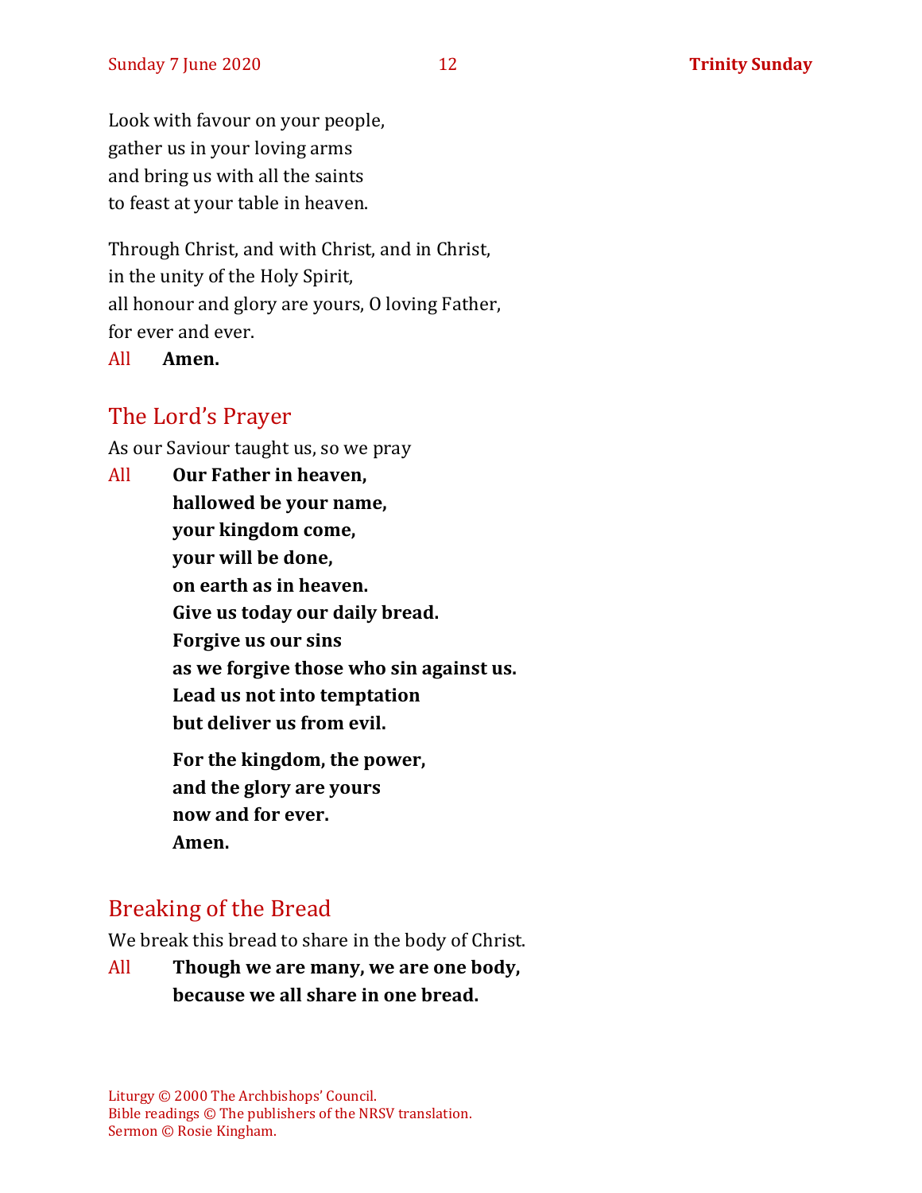Look with favour on your people,
gather us in your loving arms
and bring us with all the saints
to feast at your table in heaven.

Through Christ, and with Christ, and in Christ,
in the unity of the Holy Spirit,
all honour and glory are yours, O loving Father,
for ever and ever.

All **Amen.**

## The Lord's Prayer

As our Saviour taught us, so we pray

All **Our Father in heaven,**
**hallowed be your name,**
**your kingdom come,**
**your will be done,**
**on earth as in heaven.**
**Give us today our daily bread.**
**Forgive us our sins**
**as we forgive those who sin against us.**
**Lead us not into temptation**
**but deliver us from evil.**

**For the kingdom, the power,**
**and the glory are yours**
**now and for ever.**
**Amen.**

## Breaking of the Bread

We break this bread to share in the body of Christ.

All **Though we are many, we are one body,**
**because we all share in one bread.**

Liturgy © 2000 The Archbishops' Council.
Bible readings © The publishers of the NRSV translation.
Sermon © Rosie Kingham.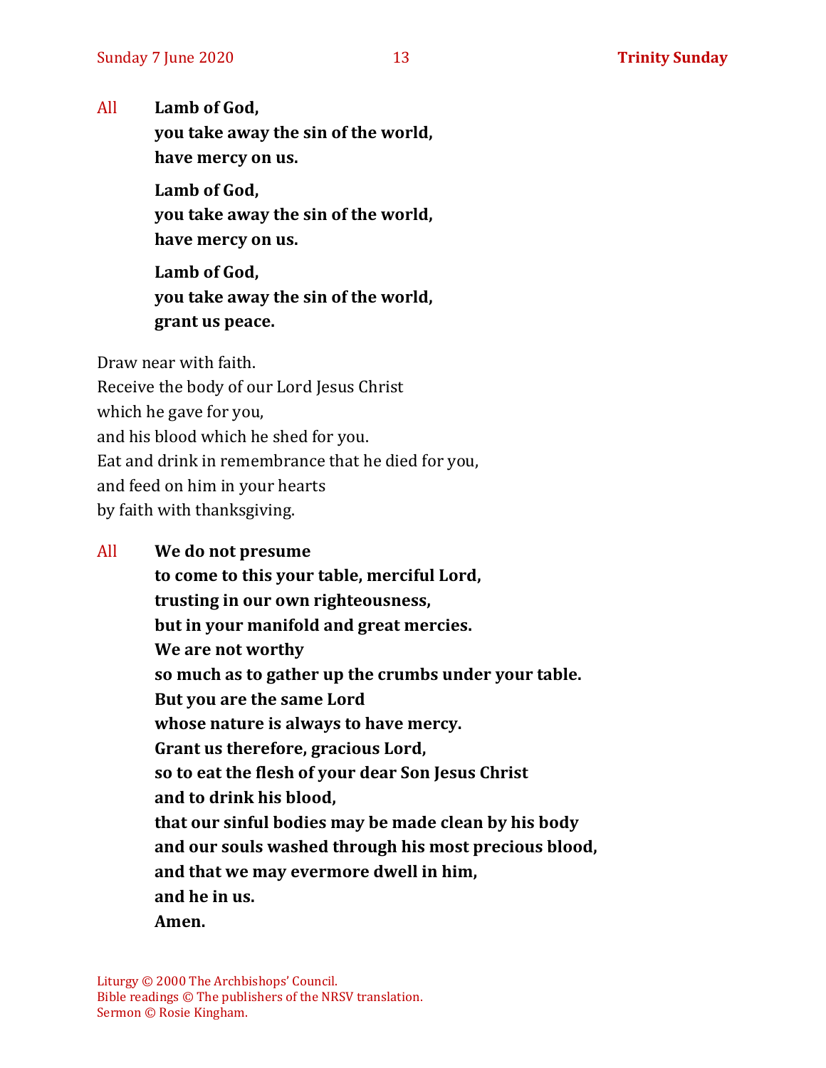All **Lamb of God,**
**you take away the sin of the world,**
**have mercy on us.**

**Lamb of God,**
**you take away the sin of the world,**
**have mercy on us.**

**Lamb of God,**
**you take away the sin of the world,**
**grant us peace.**

Draw near with faith.
Receive the body of our Lord Jesus Christ
which he gave for you,
and his blood which he shed for you.
Eat and drink in remembrance that he died for you,
and feed on him in your hearts
by faith with thanksgiving.

All **We do not presume**
**to come to this your table, merciful Lord,**
**trusting in our own righteousness,**
**but in your manifold and great mercies.**
**We are not worthy**
**so much as to gather up the crumbs under your table.**
**But you are the same Lord**
**whose nature is always to have mercy.**
**Grant us therefore, gracious Lord,**
**so to eat the flesh of your dear Son Jesus Christ**
**and to drink his blood,**
**that our sinful bodies may be made clean by his body**
**and our souls washed through his most precious blood,**
**and that we may evermore dwell in him,**
**and he in us.**
**Amen.**

Liturgy © 2000 The Archbishops' Council.
Bible readings © The publishers of the NRSV translation.
Sermon © Rosie Kingham.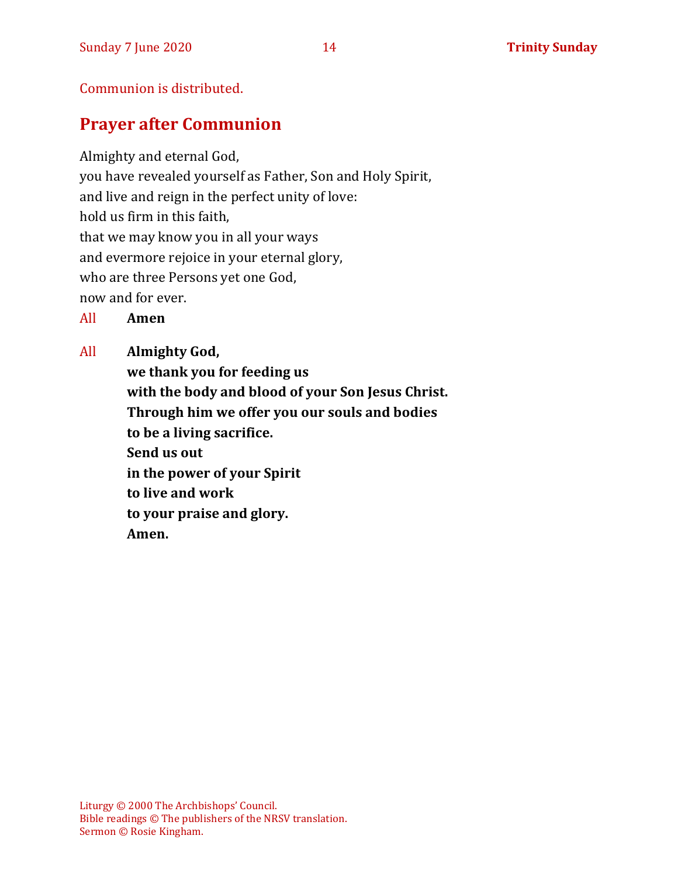Communion is distributed.

## Prayer after Communion

Almighty and eternal God,
you have revealed yourself as Father, Son and Holy Spirit,
and live and reign in the perfect unity of love:
hold us firm in this faith,
that we may know you in all your ways
and evermore rejoice in your eternal glory,
who are three Persons yet one God,
now and for ever.

All **Amen**

All **Almighty God,**
**we thank you for feeding us**
**with the body and blood of your Son Jesus Christ.**
**Through him we offer you our souls and bodies**
**to be a living sacrifice.**
**Send us out**
**in the power of your Spirit**
**to live and work**
**to your praise and glory.**
**Amen.**

Liturgy © 2000 The Archbishops' Council.
Bible readings © The publishers of the NRSV translation.
Sermon © Rosie Kingham.